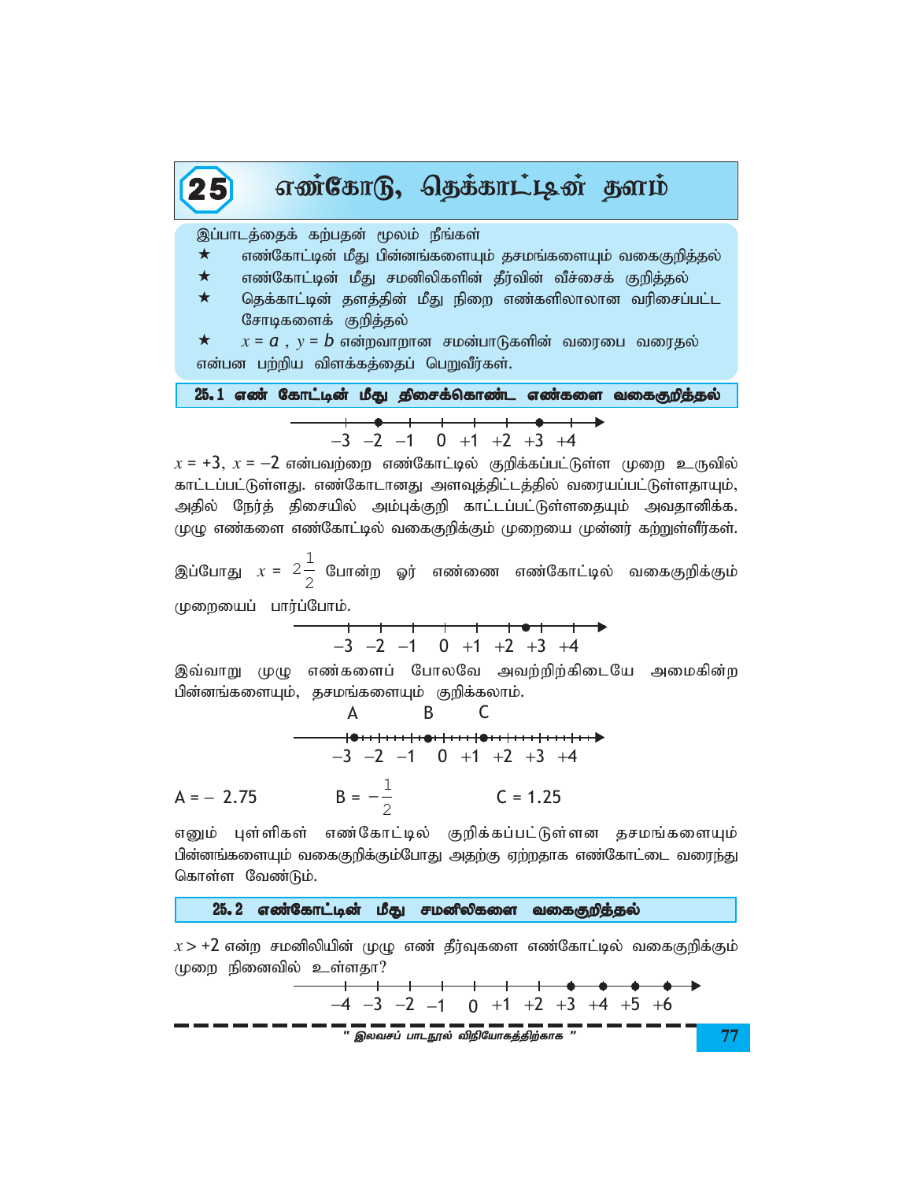# 25 எண்கோடு, தெக்காட்டின் தளம்

இப்பாடத்தைக் கற்பதன் மூலம் நீங்கள்

- ★ எண்கோட்டின் மீது பின்னங்களையும் தசமங்களையும் வகைகுறித்தல்
- ★ எண்கோட்டின் மீது சமனிலிகளின் தீர்வின் வீச்சைக் குறித்தல்
- ★ தெக்காட்டின் தளத்தின் மீது நிறை எண்களிலாலான வரிசைப்பட்ட சோடிகளைக் குறித்தல்
- ★ $x = a$ , $y = b$ என்றவாறான சமன்பாடுகளின் வரைபை வரைதல்

என்பன பற்றிய விளக்கத்தைப் பெறுவீர்கள்.

## 25.1 எண் கோட்டின் மீது திசைக்கொண்ட எண்களை வகைகுறித்தல்

−3 −2 −1 0 +1 +2 +3 +4

$x = +3$, $x = -2$ என்பவற்றை எண்கோட்டில் குறிக்கப்பட்டுள்ள முறை உருவில் காட்டப்பட்டுள்ளது. எண்கோடானது அளவுத்திட்டத்தில் வரையப்பட்டுள்ளதாயும், அதில் நேர்த் திசையில் அம்புக்குறி காட்டப்பட்டுள்ளதையும் அவதானிக்க. முழு எண்களை எண்கோட்டில் வகைகுறிக்கும் முறையை முன்னர் கற்றுள்ளீர்கள்.

இப்போது $x = 2\frac{1}{2}$ போன்ற ஓர் எண்ணை எண்கோட்டில் வகைகுறிக்கும் முறையைப் பார்ப்போம்.

−3 −2 −1 0 +1 +2 +3 +4

இவ்வாறு முழு எண்களைப் போலவே அவற்றிற்கிடையே அமைகின்ற பின்னங்களையும், தசமங்களையும் குறிக்கலாம்.

A B C

−3 −2 −1 0 +1 +2 +3 +4

$A = -\ 2.75$ $B = -\frac{1}{2}$ $C = 1.25$

எனும் புள்ளிகள் எண்கோட்டில் குறிக்கப்பட்டுள்ளன தசமங்களையும் பின்னங்களையும் வகைகுறிக்கும்போது அதற்கு ஏற்றதாக எண்கோட்டை வரைந்து கொள்ள வேண்டும்.

## 25.2 எண்கோட்டின் மீது சமனிலிகளை வகைகுறித்தல்

$x > +2$ என்ற சமனிலியின் முழு எண் தீர்வுகளை எண்கோட்டில் வகைகுறிக்கும் முறை நினைவில் உள்ளதா?

−4 −3 −2 −1 0 +1 +2 +3 +4 +5 +6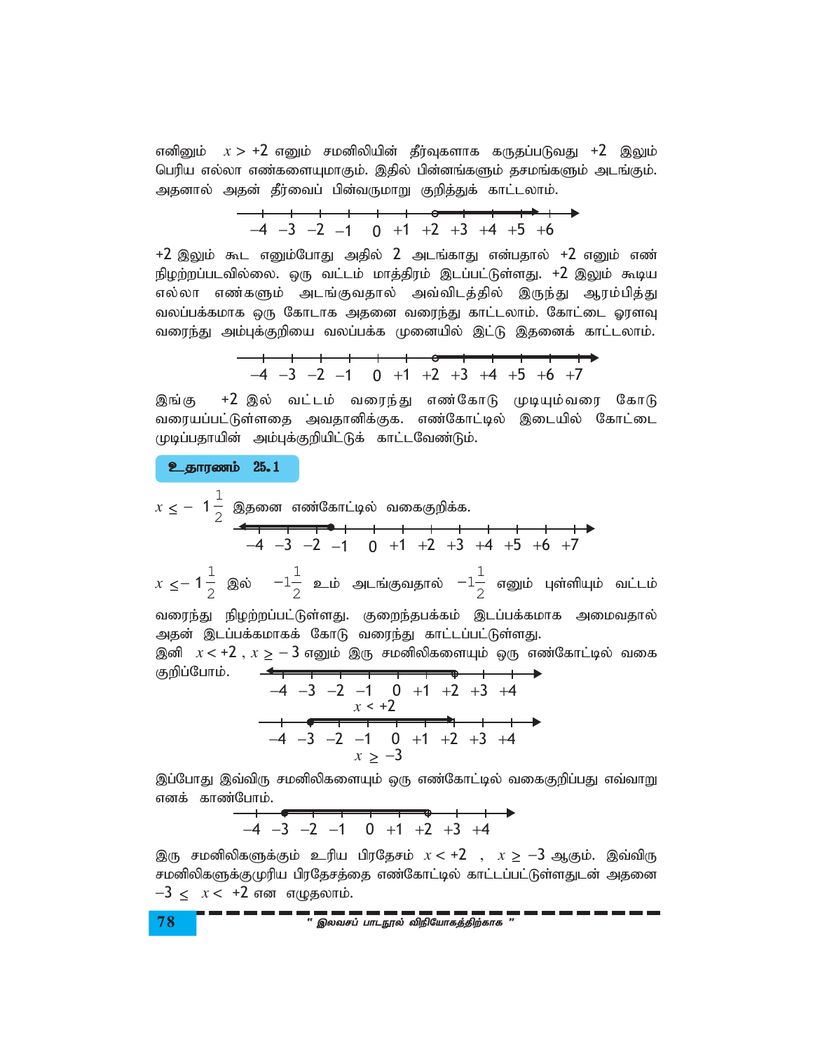எனினும் $x > +2$ எனும் சமனிலியின் தீர்வுகளாக கருதப்படுவது $+2$ இலும் பெரிய எல்லா எண்களையுமாகும். இதில் பின்னங்களும் தசமங்களும் அடங்கும். அதனால் அதன் தீர்வைப் பின்வருமாறு குறித்துக் காட்டலாம்.

$-4 \quad -3 \quad -2 \quad -1 \quad 0 \quad +1 \quad +2 \quad +3 \quad +4 \quad +5 \quad +6$

$+2$ இலும் கூட எனும்போது அதில் 2 அடங்காது என்பதால் $+2$ எனும் எண் நிழற்றப்படவில்லை. ஒரு வட்டம் மாத்திரம் இடப்பட்டுள்ளது. $+2$ இலும் கூடிய எல்லா எண்களும் அடங்குவதால் அவ்விடத்தில் இருந்து ஆரம்பித்து வலப்பக்கமாக ஒரு கோடாக அதனை வரைந்து காட்டலாம். கோட்டை ஓரளவு வரைந்து அம்புக்குறியை வலப்பக்க முனையில் இட்டு இதனைக் காட்டலாம்.

$-4 \quad -3 \quad -2 \quad -1 \quad 0 \quad +1 \quad +2 \quad +3 \quad +4 \quad +5 \quad +6 \quad +7$

இங்கு $+2$ இல் வட்டம் வரைந்து எண்கோடு முடியும்வரை கோடு வரையப்பட்டுள்ளதை அவதானிக்குக. எண்கோட்டில் இடையில் கோட்டை முடிப்பதாயின் அம்புக்குறியிட்டுக் காட்டவேண்டும்.

**உதாரணம் 25.1**

$x \leq -1\frac{1}{2}$ இதனை எண்கோட்டில் வகைகுறிக்க.

$-4 \quad -3 \quad -2 \quad -1 \quad 0 \quad +1 \quad +2 \quad +3 \quad +4 \quad +5 \quad +6 \quad +7$

$x \leq -1\frac{1}{2}$ இல் $-1\frac{1}{2}$ உம் அடங்குவதால் $-1\frac{1}{2}$ எனும் புள்ளியும் வட்டம் வரைந்து நிழற்றப்பட்டுள்ளது. குறைந்தபக்கம் இடப்பக்கமாக அமைவதால் அதன் இடப்பக்கமாகக் கோடு வரைந்து காட்டப்பட்டுள்ளது.

இனி $x < +2$ , $x \geq -3$ எனும் இரு சமனிலிகளையும் ஒரு எண்கோட்டில் வகை குறிப்போம்.

$-4 \quad -3 \quad -2 \quad -1 \quad 0 \quad +1 \quad +2 \quad +3 \quad +4$

$x < +2$

$-4 \quad -3 \quad -2 \quad -1 \quad 0 \quad +1 \quad +2 \quad +3 \quad +4$

$x \geq -3$

இப்போது இவ்விரு சமனிலிகளையும் ஒரு எண்கோட்டில் வகைகுறிப்பது எவ்வாறு எனக் காண்போம்.

$-4 \quad -3 \quad -2 \quad -1 \quad 0 \quad +1 \quad +2 \quad +3 \quad +4$

இரு சமனிலிகளுக்கும் உரிய பிரதேசம் $x < +2$ , $x \geq -3$ ஆகும். இவ்விரு சமனிலிகளுக்குமுரிய பிரதேசத்தை எண்கோட்டில் காட்டப்பட்டுள்ளதுடன் அதனை $-3 \leq x < +2$ என எழுதலாம்.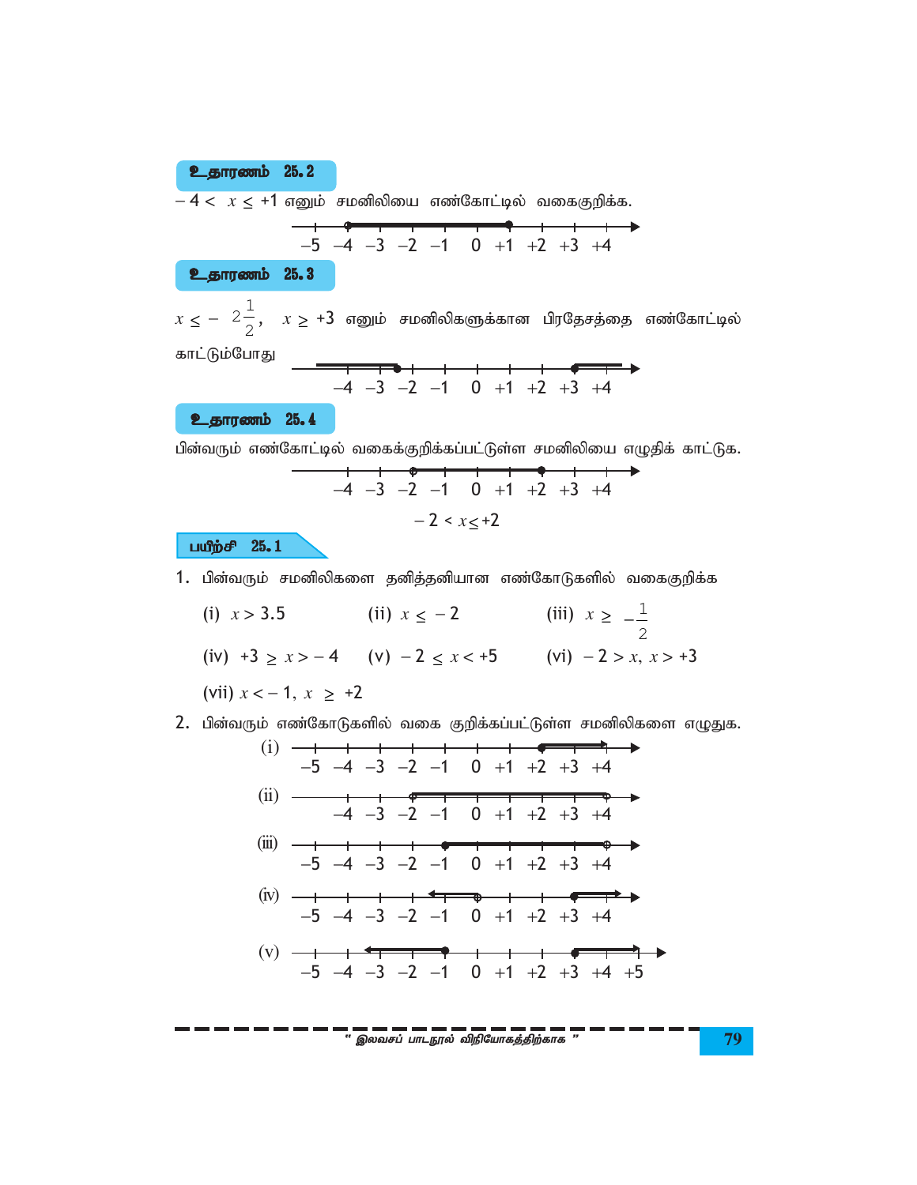**உதாரணம் 25.2**

$-4 < x \leq +1$ எனும் சமனிலியை எண்கோட்டில் வகைகுறிக்க.

−5 −4 −3 −2 −1 0 +1 +2 +3 +4

**உதாரணம் 25.3**

$x \leq -2\frac{1}{2}$, $x \geq +3$ எனும் சமனிலிகளுக்கான பிரதேசத்தை எண்கோட்டில் காட்டும்போது

−4 −3 −2 −1 0 +1 +2 +3 +4

**உதாரணம் 25.4**

பின்வரும் எண்கோட்டில் வகைக்குறிக்கப்பட்டுள்ள சமனிலியை எழுதிக் காட்டுக.

−4 −3 −2 −1 0 +1 +2 +3 +4

$-2 < x \leq +2$

**பயிற்சி 25.1**

1. பின்வரும் சமனிலிகளை தனித்தனியான எண்கோடுகளில் வகைகுறிக்க

   (i) $x > 3.5$ (ii) $x \leq -2$ (iii) $x \geq -\frac{1}{2}$

   (iv) $+3 \geq x > -4$ (v) $-2 \leq x < +5$ (vi) $-2 > x,\ x > +3$

   (vii) $x < -1,\ x \geq +2$

2. பின்வரும் எண்கோடுகளில் வகை குறிக்கப்பட்டுள்ள சமனிலிகளை எழுதுக.

   (i) −5 −4 −3 −2 −1 0 +1 +2 +3 +4

   (ii) −4 −3 −2 −1 0 +1 +2 +3 +4

   (iii) −5 −4 −3 −2 −1 0 +1 +2 +3 +4

   (iv) −5 −4 −3 −2 −1 0 +1 +2 +3 +4

   (v) −5 −4 −3 −2 −1 0 +1 +2 +3 +4 +5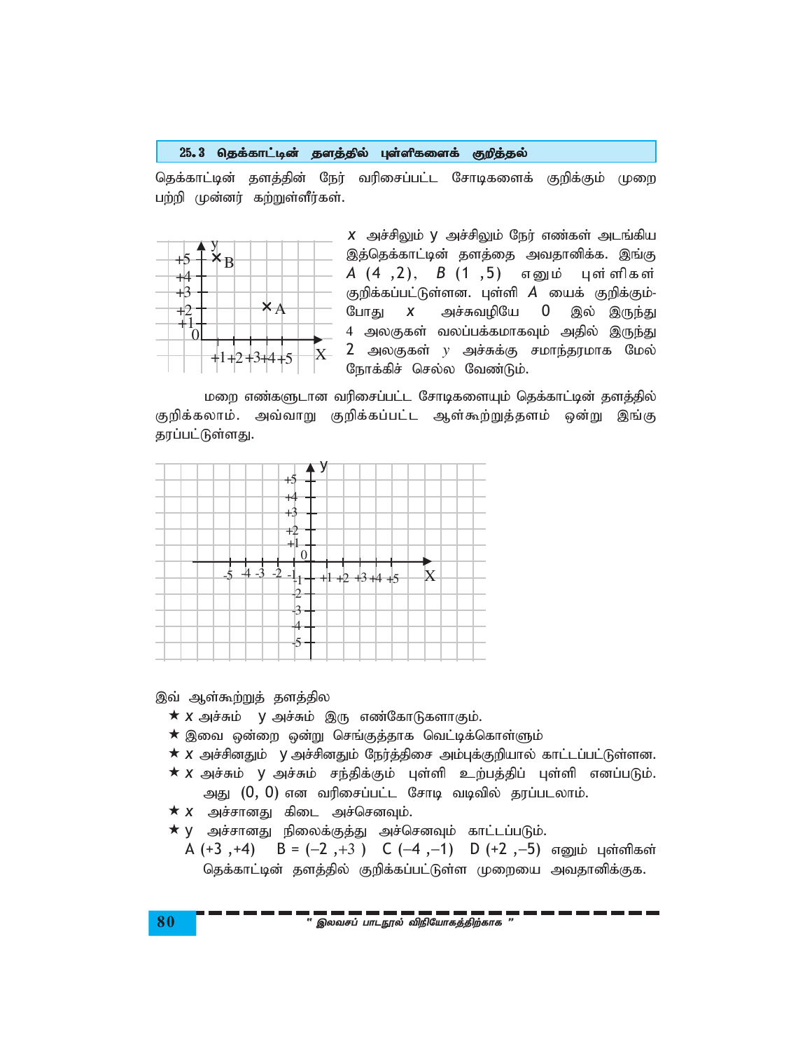## 25.3 தெக்காட்டின் தளத்தில் புள்ளிகளைக் குறித்தல்

தெக்காட்டின் தளத்தின் நேர் வரிசைப்பட்ட சோடிகளைக் குறிக்கும் முறை பற்றி முன்னர் கற்றுள்ளீர்கள்.

$x$ அச்சிலும் $y$ அச்சிலும் நேர் எண்கள் அடங்கிய இத்தெக்காட்டின் தளத்தை அவதானிக்க. இங்கு $A$ (4 ,2), $B$ (1 ,5) எனும் புள்ளிகள் குறிக்கப்பட்டுள்ளன. புள்ளி $A$ யைக் குறிக்கும்போது $x$ அச்சுவழியே 0 இல் இருந்து 4 அலகுகள் வலப்பக்கமாகவும் அதில் இருந்து 2 அலகுகள் $y$ அச்சுக்கு சமாந்தரமாக மேல் நோக்கிச் செல்ல வேண்டும்.

மறை எண்களுடான வரிசைப்பட்ட சோடிகளையும் தெக்காட்டின் தளத்தில் குறிக்கலாம். அவ்வாறு குறிக்கப்பட்ட ஆள்கூற்றுத்தளம் ஒன்று இங்கு தரப்பட்டுள்ளது.

இவ் ஆள்கூற்றுத் தளத்தில

- ★ $x$ அச்சும் $y$ அச்சும் இரு எண்கோடுகளாகும்.
- ★ இவை ஒன்றை ஒன்று செங்குத்தாக வெட்டிக்கொள்ளும்
- ★ $x$ அச்சினதும் $y$ அச்சினதும் நேர்த்திசை அம்புக்குறியால் காட்டப்பட்டுள்ளன.
- ★ $x$ அச்சும் $y$ அச்சும் சந்திக்கும் புள்ளி உற்பத்திப் புள்ளி எனப்படும். அது (0, 0) என வரிசைப்பட்ட சோடி வடிவில் தரப்படலாம்.
- ★ $x$ அச்சானது கிடை அச்செனவும்.
- ★ $y$ அச்சானது நிலைக்குத்து அச்செனவும் காட்டப்படும்.

A (+3 ,+4) B = (–2 ,+3 ) C (–4 ,–1) D (+2 ,–5) எனும் புள்ளிகள் தெக்காட்டின் தளத்தில் குறிக்கப்பட்டுள்ள முறையை அவதானிக்குக.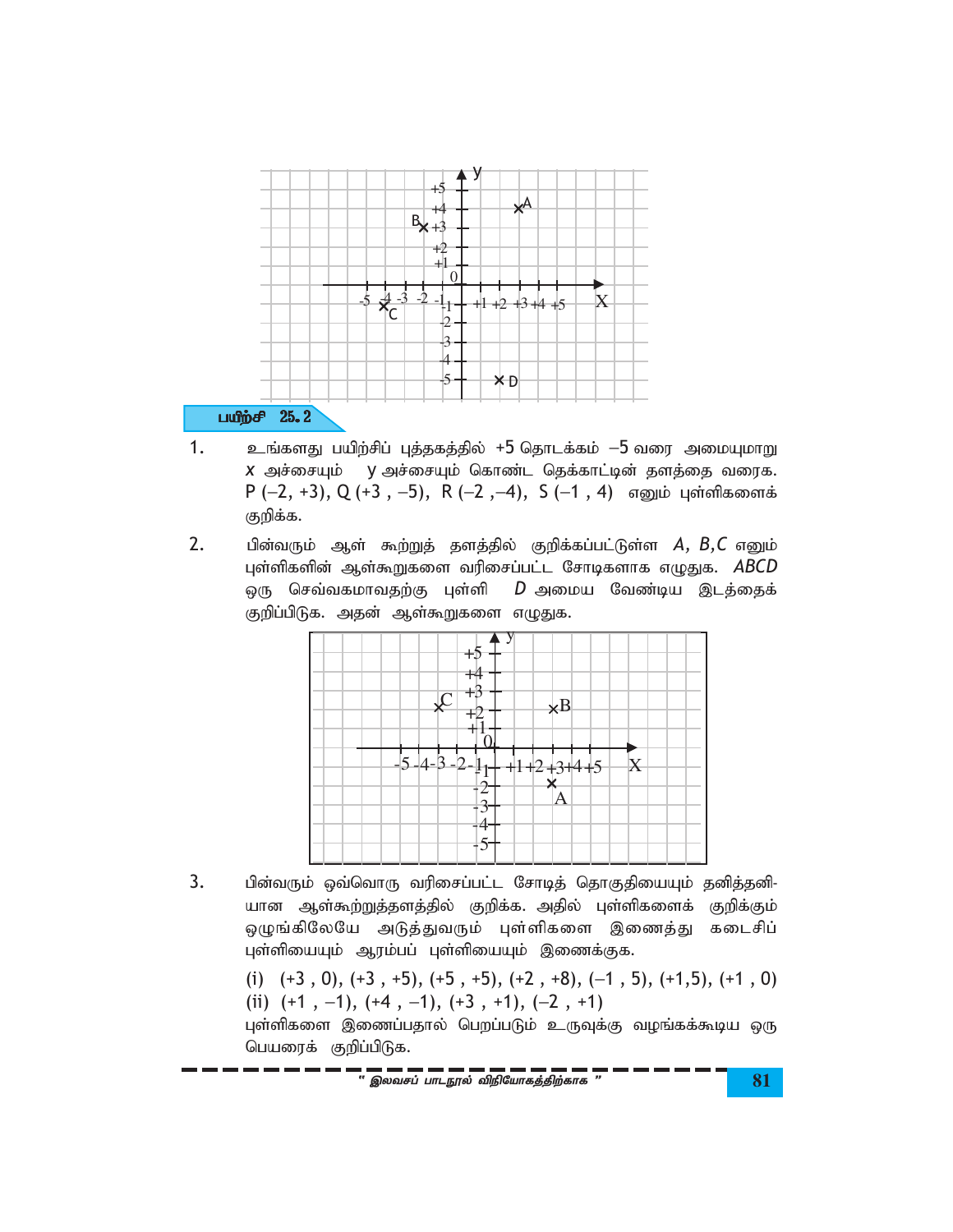**பயிற்சி 25. 2**

1. உங்களது பயிற்சிப் புத்தகத்தில் +5 தொடக்கம் $-5$ வரை அமையுமாறு $x$ அச்சையும் y அச்சையும் கொண்ட தெக்காட்டின் தளத்தை வரைக. P $(-2, +3)$, Q $(+3, -5)$, R $(-2, -4)$, S $(-1, 4)$ எனும் புள்ளிகளைக் குறிக்க.

2. பின்வரும் ஆள் கூற்றுத் தளத்தில் குறிக்கப்பட்டுள்ள $A, B, C$ எனும் புள்ளிகளின் ஆள்கூறுகளை வரிசைப்பட்ட சோடிகளாக எழுதுக. $ABCD$ ஒரு செவ்வகமாவதற்கு புள்ளி $D$ அமைய வேண்டிய இடத்தைக் குறிப்பிடுக. அதன் ஆள்கூறுகளை எழுதுக.

3. பின்வரும் ஒவ்வொரு வரிசைப்பட்ட சோடித் தொகுதியையும் தனித்தனியான ஆள்கூற்றுத்தளத்தில் குறிக்க. அதில் புள்ளிகளைக் குறிக்கும் ஒழுங்கிலேயே அடுத்துவரும் புள்ளிகளை இணைத்து கடைசிப் புள்ளியையும் ஆரம்பப் புள்ளியையும் இணைக்குக.

   (i) $(+3, 0)$, $(+3, +5)$, $(+5, +5)$, $(+2, +8)$, $(-1, 5)$, $(+1, 5)$, $(+1, 0)$
   (ii) $(+1, -1)$, $(+4, -1)$, $(+3, +1)$, $(-2, +1)$

   புள்ளிகளை இணைப்பதால் பெறப்படும் உருவுக்கு வழங்கக்கூடிய ஒரு பெயரைக் குறிப்பிடுக.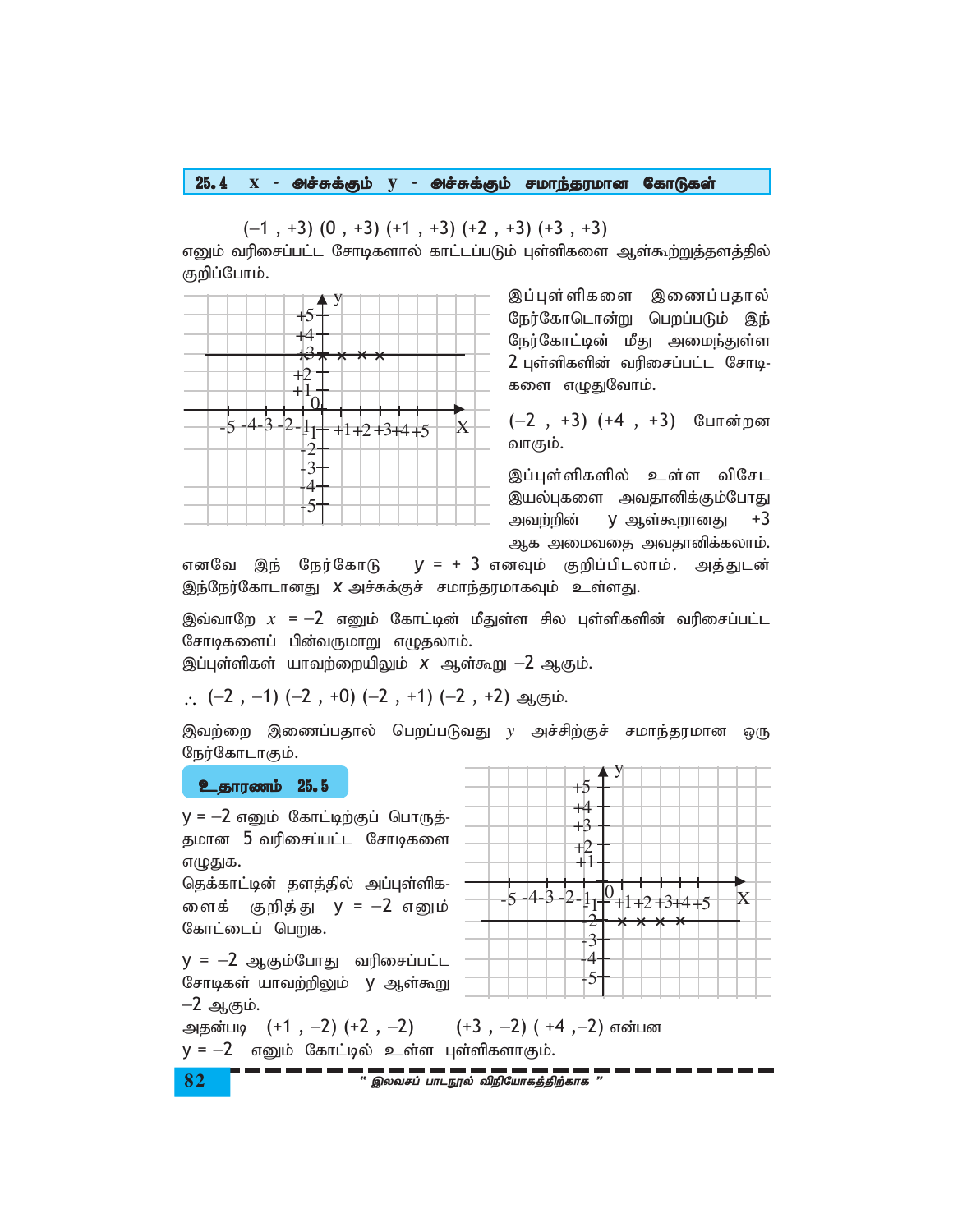## 25.4 x - அச்சுக்கும் y - அச்சுக்கும் சமாந்தரமான கோடுகள்

$(-1 , +3)$ $(0 , +3)$ $(+1 , +3)$ $(+2 , +3)$ $(+3 , +3)$

எனும் வரிசைப்பட்ட சோடிகளால் காட்டப்படும் புள்ளிகளை ஆள்கூற்றுத்தளத்தில் குறிப்போம்.

இப்புள்ளிகளை இணைப்பதால் நேர்கோடொன்று பெறப்படும் இந் நேர்கோட்டின் மீது அமைந்துள்ள 2 புள்ளிகளின் வரிசைப்பட்ட சோடிகளை எழுதுவோம்.

$(-2 , +3)$ $(+4 , +3)$ போன்றன வாகும்.

இப்புள்ளிகளில் உள்ள விசேட இயல்புகளை அவதானிக்கும்போது அவற்றின் y ஆள்கூறானது +3 ஆக அமைவதை அவதானிக்கலாம்.

எனவே இந் நேர்கோடு $y = +3$ எனவும் குறிப்பிடலாம். அத்துடன் இந்நேர்கோடானது x அச்சுக்குச் சமாந்தரமாகவும் உள்ளது.

இவ்வாறே $x = -2$ எனும் கோட்டின் மீதுள்ள சில புள்ளிகளின் வரிசைப்பட்ட சோடிகளைப் பின்வருமாறு எழுதலாம்.

இப்புள்ளிகள் யாவற்றையிலும் x ஆள்கூறு $-2$ ஆகும்.

$\therefore$ $(-2 , -1)$ $(-2 , +0)$ $(-2 , +1)$ $(-2 , +2)$ ஆகும்.

இவற்றை இணைப்பதால் பெறப்படுவது $y$ அச்சிற்குச் சமாந்தரமான ஒரு நேர்கோடாகும்.

**உதாரணம் 25.5**

$y = -2$ எனும் கோட்டிற்குப் பொருத்தமான 5 வரிசைப்பட்ட சோடிகளை எழுதுக.

தெக்காட்டின் தளத்தில் அப்புள்ளிகளைக் குறித்து $y = -2$ எனும் கோட்டைப் பெறுக.

$y = -2$ ஆகும்போது வரிசைப்பட்ட சோடிகள் யாவற்றிலும் y ஆள்கூறு $-2$ ஆகும்.

அதன்படி $(+1 , -2)$ $(+2 , -2)$ $(+3 , -2)$ $( +4 , -2)$ என்பன $y = -2$ எனும் கோட்டில் உள்ள புள்ளிகளாகும்.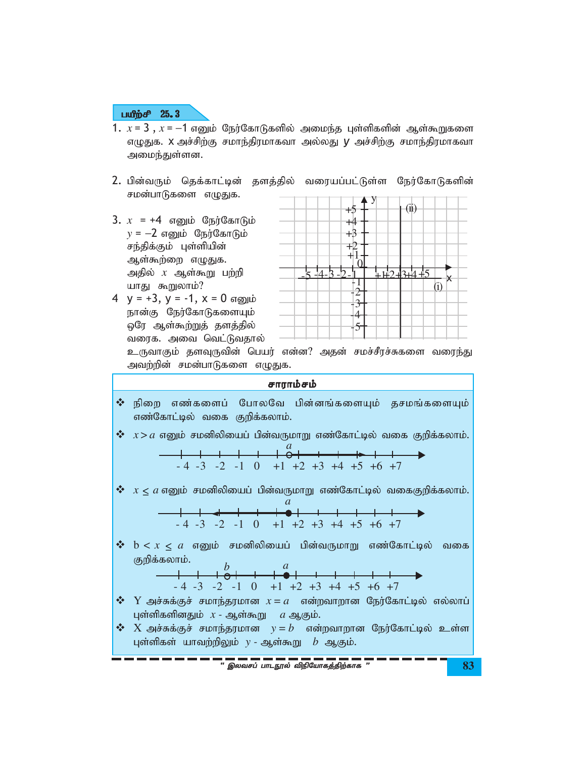**பயிற்சி 25.3**

1. $x = 3$ , $x = -1$ எனும் நேர்கோடுகளில் அமைந்த புள்ளிகளின் ஆள்கூறுகளை எழுதுக. X அச்சிற்கு சமாந்திரமாகவா அல்லது y அச்சிற்கு சமாந்திரமாகவா அமைந்துள்ளன.

2. பின்வரும் தெக்காட்டின் தளத்தில் வரையப்பட்டுள்ள நேர்கோடுகளின் சமன்பாடுகளை எழுதுக.

y
+5
+4
+3
+2
+1
0
-5 -4 -3 -2 -1
+1 +2 +3 +4 +5
X
-1
-2
-3
-4
-5
(i)
(ii)

3. $x = +4$ எனும் நேர்கோடும் $y = -2$ எனும் நேர்கோடும் சந்திக்கும் புள்ளியின் ஆள்கூற்றை எழுதுக. அதில் $x$ ஆள்கூறு பற்றி யாது கூறுலாம்?

4. $y = +3$, $y = -1$, $x = 0$ எனும் நான்கு நேர்கோடுகளையும் ஒரே ஆள்கூற்றுத் தளத்தில் வரைக. அவை வெட்டுவதால் உருவாகும் தளவுருவின் பெயர் என்ன? அதன் சமச்சீரச்சுகளை வரைந்து அவற்றின் சமன்பாடுகளை எழுதுக.

**சாராம்சம்**

❖ நிறை எண்களைப் போலவே பின்னங்களையும் தசமங்களையும் எண்கோட்டில் வகை குறிக்கலாம்.

❖ $x > a$ எனும் சமனிலியைப் பின்வருமாறு எண்கோட்டில் வகை குறிக்கலாம்.

a
-4 -3 -2 -1 0 +1 +2 +3 +4 +5 +6 +7

❖ $x \leq a$ எனும் சமனிலியைப் பின்வருமாறு எண்கோட்டில் வகைகுறிக்கலாம்.

a
-4 -3 -2 -1 0 +1 +2 +3 +4 +5 +6 +7

❖ $b < x \leq a$ எனும் சமனிலியைப் பின்வருமாறு எண்கோட்டில் வகை குறிக்கலாம்.

b a
-4 -3 -2 -1 0 +1 +2 +3 +4 +5 +6 +7

❖ Y அச்சுக்குச் சமாந்தரமான $x = a$ என்றவாறான நேர்கோட்டில் எல்லாப் புள்ளிகளினதும் $x$ - ஆள்கூறு $a$ ஆகும்.

❖ X அச்சுக்குச் சமாந்தரமான $y = b$ என்றவாறான நேர்கோட்டில் உள்ள புள்ளிகள் யாவற்றிலும் $y$ - ஆள்கூறு $b$ ஆகும்.